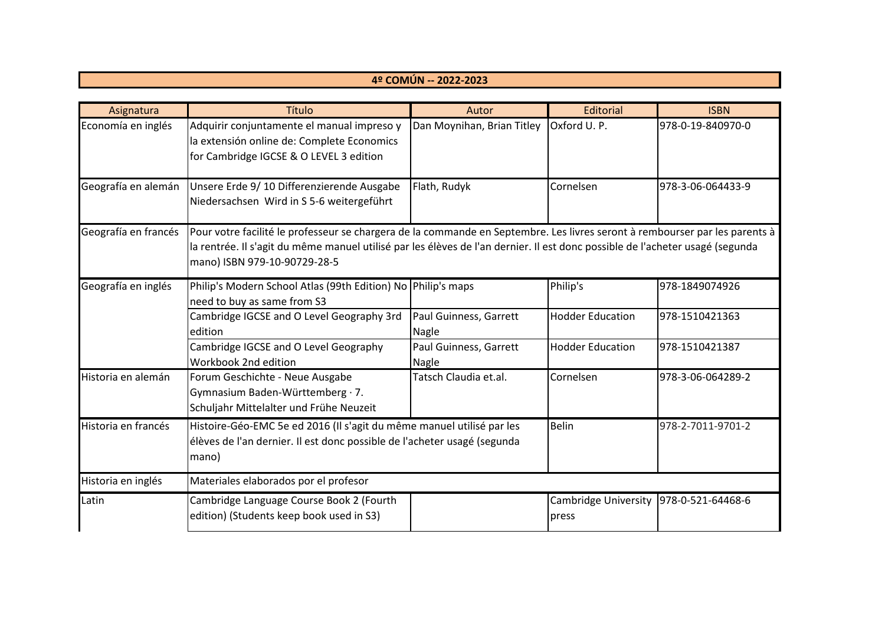# 4º COMÚN -- 2022-2023

| Asignatura | Título | Autor | Editorial | ISBN |
|---|---|---|---|---|
| Economía en inglés | Adquirir conjuntamente el manual impreso y la extensión online de: Complete Economics for Cambridge IGCSE & O LEVEL 3 edition | Dan Moynihan, Brian Titley | Oxford U. P. | 978-0-19-840970-0 |
| Geografía en alemán | Unsere Erde 9/ 10 Differenzierende Ausgabe Niedersachsen Wird in S 5-6 weitergeführt | Flath, Rudyk | Cornelsen | 978-3-06-064433-9 |
| Geografía en francés | Pour votre facilité le professeur se chargera de la commande en Septembre. Les livres seront à rembourser par les parents à la rentrée. Il s'agit du même manuel utilisé par les élèves de l'an dernier. Il est donc possible de l'acheter usagé (segunda mano) ISBN 979-10-90729-28-5 | | | |
| Geografía en inglés | Philip's Modern School Atlas (99th Edition) No need to buy as same from S3 | Philip's maps | Philip's | 978-1849074926 |
| | Cambridge IGCSE and O Level Geography 3rd edition | Paul Guinness, Garrett Nagle | Hodder Education | 978-1510421363 |
| | Cambridge IGCSE and O Level Geography Workbook 2nd edition | Paul Guinness, Garrett Nagle | Hodder Education | 978-1510421387 |
| Historia en alemán | Forum Geschichte - Neue Ausgabe Gymnasium Baden-Württemberg · 7. Schuljahr Mittelalter und Frühe Neuzeit | Tatsch Claudia et.al. | Cornelsen | 978-3-06-064289-2 |
| Historia en francés | Histoire-Géo-EMC 5e ed 2016 (Il s'agit du même manuel utilisé par les élèves de l'an dernier. Il est donc possible de l'acheter usagé (segunda mano) | | Belin | 978-2-7011-9701-2 |
| Historia en inglés | Materiales elaborados por el profesor | | | |
| Latin | Cambridge Language Course Book 2 (Fourth edition) (Students keep book used in S3) | | Cambridge University press | 978-0-521-64468-6 |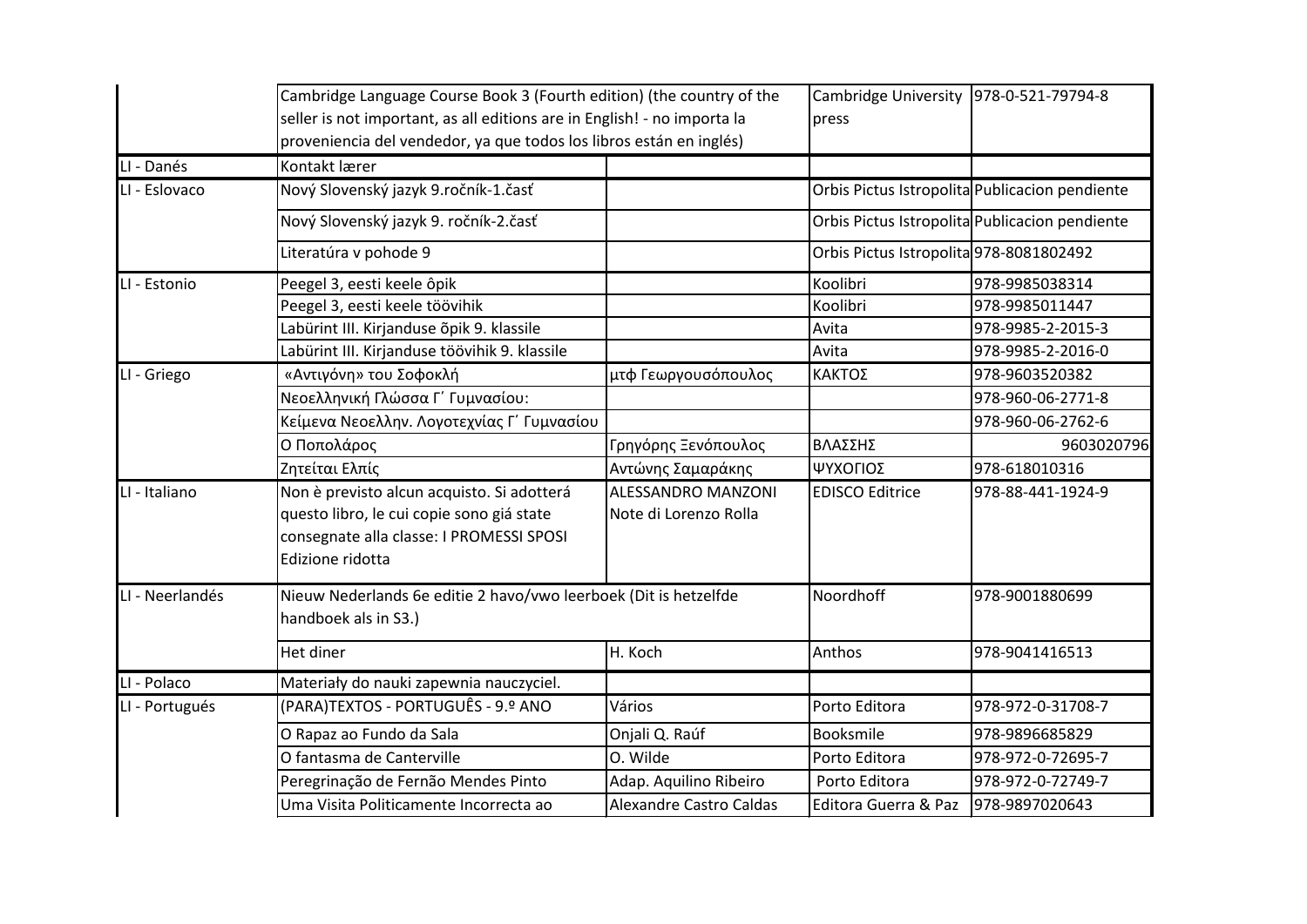| | | | | |
|---|---|---|---|---|
| | Cambridge Language Course Book 3 (Fourth edition) (the country of the seller is not important, as all editions are in English! - no importa la proveniencia del vendedor, ya que todos los libros están en inglés) | | Cambridge University press | 978-0-521-79794-8 |
| LI - Danés | Kontakt lærer | | | |
| LI - Eslovaco | Nový Slovenský jazyk 9.ročník-1.časť | | Orbis Pictus Istropolita | Publicacion pendiente |
| | Nový Slovenský jazyk 9. ročník-2.časť | | Orbis Pictus Istropolita | Publicacion pendiente |
| | Literatúra v pohode 9 | | Orbis Pictus Istropolita | 978-8081802492 |
| LI - Estonio | Peegel 3, eesti keele ôpik | | Koolibri | 978-9985038314 |
| | Peegel 3, eesti keele töövihik | | Koolibri | 978-9985011447 |
| | Labürint III. Kirjanduse õpik 9. klassile | | Avita | 978-9985-2-2015-3 |
| | Labürint III. Kirjanduse töövihik 9. klassile | | Avita | 978-9985-2-2016-0 |
| LI - Griego | «Αντιγόνη» του Σοφοκλή | μτφ Γεωργουσόπουλος | ΚΑΚΤΟΣ | 978-9603520382 |
| | Νεοελληνική Γλώσσα Γ΄ Γυμνασίου: | | | 978-960-06-2771-8 |
| | Κείμενα Νεοελλην. Λογοτεχνίας Γ΄ Γυμνασίου | | | 978-960-06-2762-6 |
| | Ο Ποπολάρος | Γρηγόρης Ξενόπουλος | ΒΛΑΣΣΗΣ | 9603020796 |
| | Ζητείται Ελπίς | Αντώνης Σαμαράκης | ΨΥΧΟΓΙΟΣ | 978-618010316 |
| LI - Italiano | Non è previsto alcun acquisto. Si adotterá questo libro, le cui copie sono giá state consegnate alla classe: I PROMESSI SPOSI Edizione ridotta | ALESSANDRO MANZONI Note di Lorenzo Rolla | EDISCO Editrice | 978-88-441-1924-9 |
| LI - Neerlandés | Nieuw Nederlands 6e editie 2 havo/vwo leerboek (Dit is hetzelfde handboek als in S3.) | | Noordhoff | 978-9001880699 |
| | Het diner | H. Koch | Anthos | 978-9041416513 |
| LI - Polaco | Materiały do nauki zapewnia nauczyciel. | | | |
| LI - Portugués | (PARA)TEXTOS - PORTUGUÊS - 9.º ANO | Vários | Porto Editora | 978-972-0-31708-7 |
| | O Rapaz ao Fundo da Sala | Onjali Q. Raúf | Booksmile | 978-9896685829 |
| | O fantasma de Canterville | O. Wilde | Porto Editora | 978-972-0-72695-7 |
| | Peregrinação de Fernão Mendes Pinto | Adap. Aquilino Ribeiro | Porto Editora | 978-972-0-72749-7 |
| | Uma Visita Politicamente Incorrecta ao | Alexandre Castro Caldas | Editora Guerra & Paz | 978-9897020643 |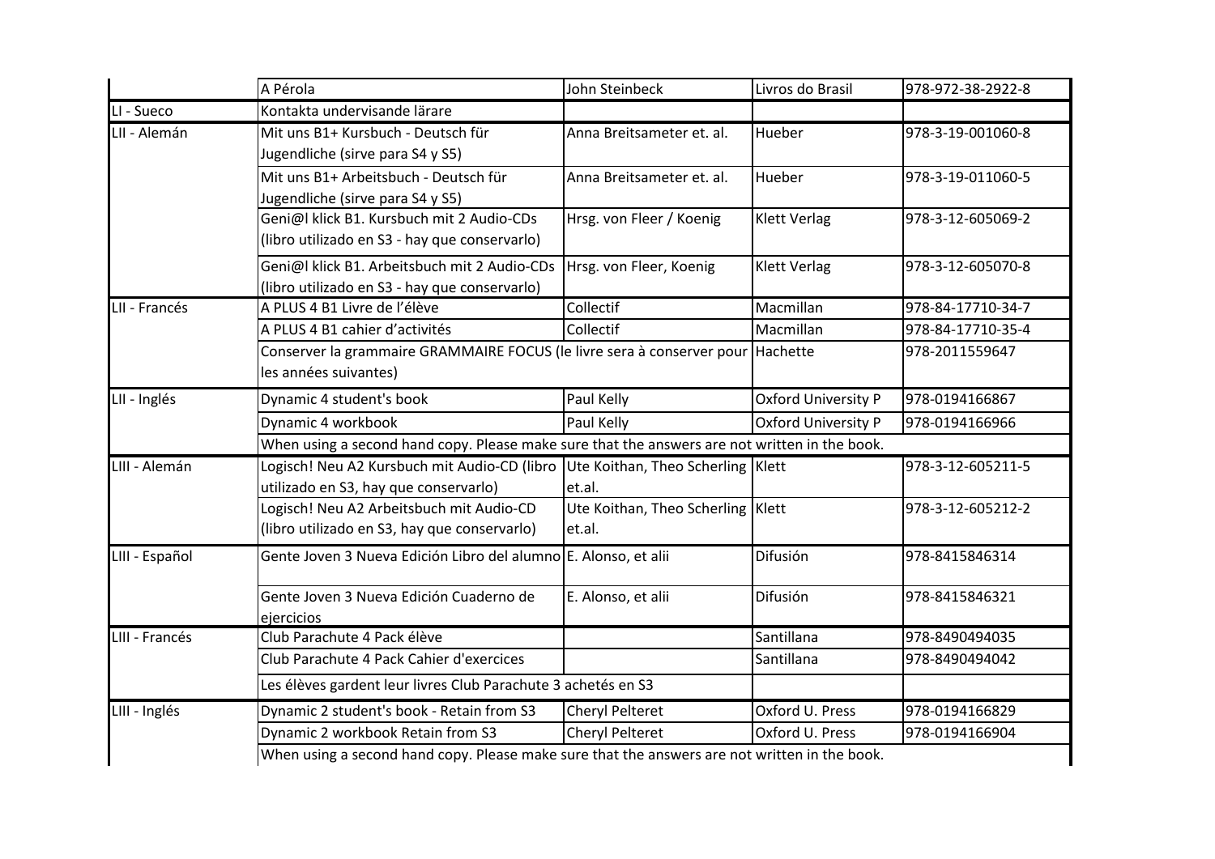| | | | | |
|---|---|---|---|---|
| | A Pérola | John Steinbeck | Livros do Brasil | 978-972-38-2922-8 |
| LI - Sueco | Kontakta undervisande lärare | | | |
| LII - Alemán | Mit uns B1+ Kursbuch - Deutsch für Jugendliche (sirve para S4 y S5) | Anna Breitsameter et. al. | Hueber | 978-3-19-001060-8 |
| | Mit uns B1+ Arbeitsbuch - Deutsch für Jugendliche (sirve para S4 y S5) | Anna Breitsameter et. al. | Hueber | 978-3-19-011060-5 |
| | Geni@l klick B1. Kursbuch mit 2 Audio-CDs (libro utilizado en S3 - hay que conservarlo) | Hrsg. von Fleer / Koenig | Klett Verlag | 978-3-12-605069-2 |
| | Geni@l klick B1. Arbeitsbuch mit 2 Audio-CDs (libro utilizado en S3 - hay que conservarlo) | Hrsg. von Fleer, Koenig | Klett Verlag | 978-3-12-605070-8 |
| LII - Francés | A PLUS 4 B1 Livre de l'élève | Collectif | Macmillan | 978-84-17710-34-7 |
| | A PLUS 4 B1 cahier d'activités | Collectif | Macmillan | 978-84-17710-35-4 |
| | Conserver la grammaire GRAMMAIRE FOCUS (le livre sera à conserver pour les années suivantes) | | Hachette | 978-2011559647 |
| LII - Inglés | Dynamic 4 student's book | Paul Kelly | Oxford University P | 978-0194166867 |
| | Dynamic 4 workbook | Paul Kelly | Oxford University P | 978-0194166966 |
| | When using a second hand copy. Please make sure that the answers are not written in the book. | | | |
| LIII - Alemán | Logisch! Neu A2 Kursbuch mit Audio-CD (libro utilizado en S3, hay que conservarlo) | Ute Koithan, Theo Scherling et.al. | Klett | 978-3-12-605211-5 |
| | Logisch! Neu A2 Arbeitsbuch mit Audio-CD (libro utilizado en S3, hay que conservarlo) | Ute Koithan, Theo Scherling et.al. | Klett | 978-3-12-605212-2 |
| LIII - Español | Gente Joven 3 Nueva Edición Libro del alumno | E. Alonso, et alii | Difusión | 978-8415846314 |
| | Gente Joven 3 Nueva Edición Cuaderno de ejercicios | E. Alonso, et alii | Difusión | 978-8415846321 |
| LIII - Francés | Club Parachute 4 Pack élève | | Santillana | 978-8490494035 |
| | Club Parachute 4 Pack Cahier d'exercices | | Santillana | 978-8490494042 |
| | Les élèves gardent leur livres Club Parachute 3 achetés en S3 | | | |
| LIII - Inglés | Dynamic 2 student's book - Retain from S3 | Cheryl Pelteret | Oxford U. Press | 978-0194166829 |
| | Dynamic 2 workbook Retain from S3 | Cheryl Pelteret | Oxford U. Press | 978-0194166904 |
| | When using a second hand copy. Please make sure that the answers are not written in the book. | | | |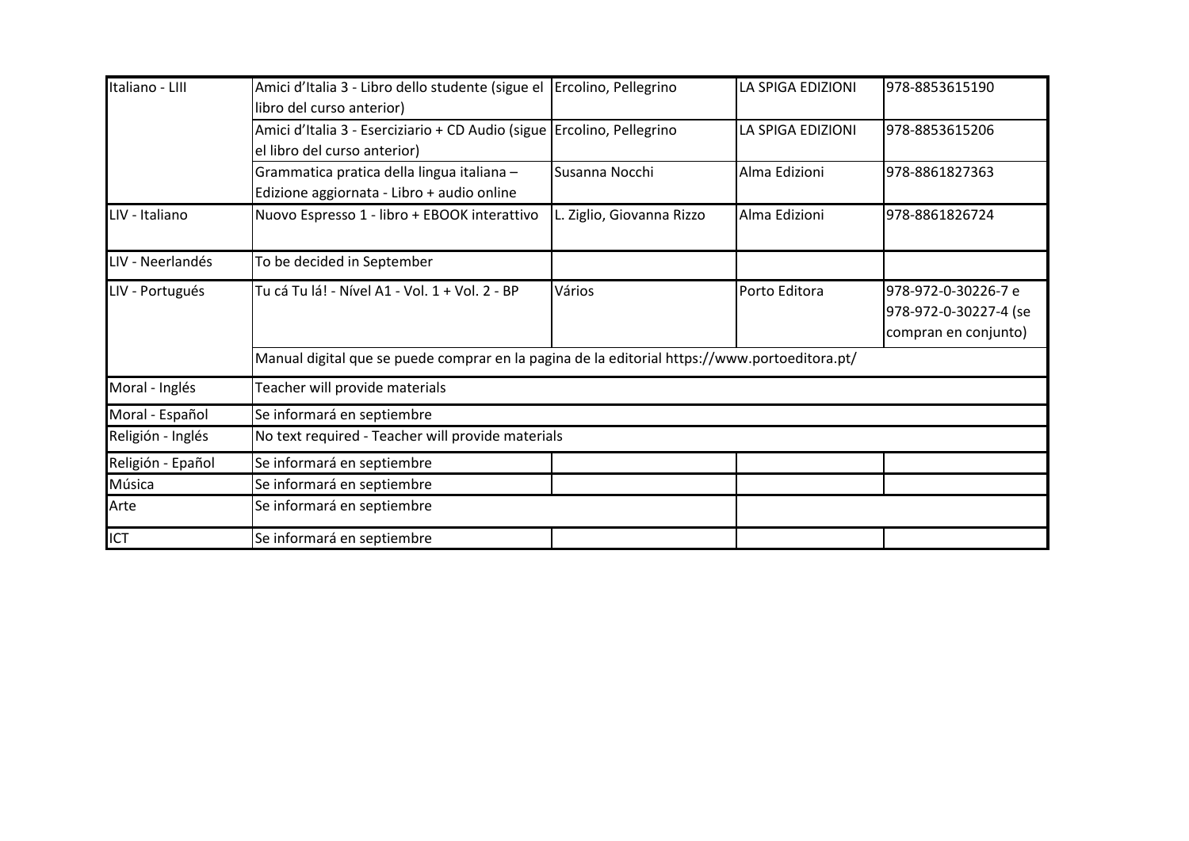| | | | | |
|---|---|---|---|---|
| Italiano - LIII | Amici d'Italia 3 - Libro dello studente (sigue el libro del curso anterior) | Ercolino, Pellegrino | LA SPIGA EDIZIONI | 978-8853615190 |
| | Amici d'Italia 3 - Eserciziario + CD Audio (sigue el libro del curso anterior) | Ercolino, Pellegrino | LA SPIGA EDIZIONI | 978-8853615206 |
| | Grammatica pratica della lingua italiana – Edizione aggiornata - Libro + audio online | Susanna Nocchi | Alma Edizioni | 978-8861827363 |
| LIV - Italiano | Nuovo Espresso 1 - libro + EBOOK interattivo | L. Ziglio, Giovanna Rizzo | Alma Edizioni | 978-8861826724 |
| LIV - Neerlandés | To be decided in September | | | |
| LIV - Portugués | Tu cá Tu lá! - Nível A1 - Vol. 1 + Vol. 2 - BP | Vários | Porto Editora | 978-972-0-30226-7 e 978-972-0-30227-4 (se compran en conjunto) |
| | Manual digital que se puede comprar en la pagina de la editorial https://www.portoeditora.pt/ | | | |
| Moral - Inglés | Teacher will provide materials | | | |
| Moral - Español | Se informará en septiembre | | | |
| Religión - Inglés | No text required - Teacher will provide materials | | | |
| Religión - Español | Se informará en septiembre | | | |
| Música | Se informará en septiembre | | | |
| Arte | Se informará en septiembre | | | |
| ICT | Se informará en septiembre | | | |